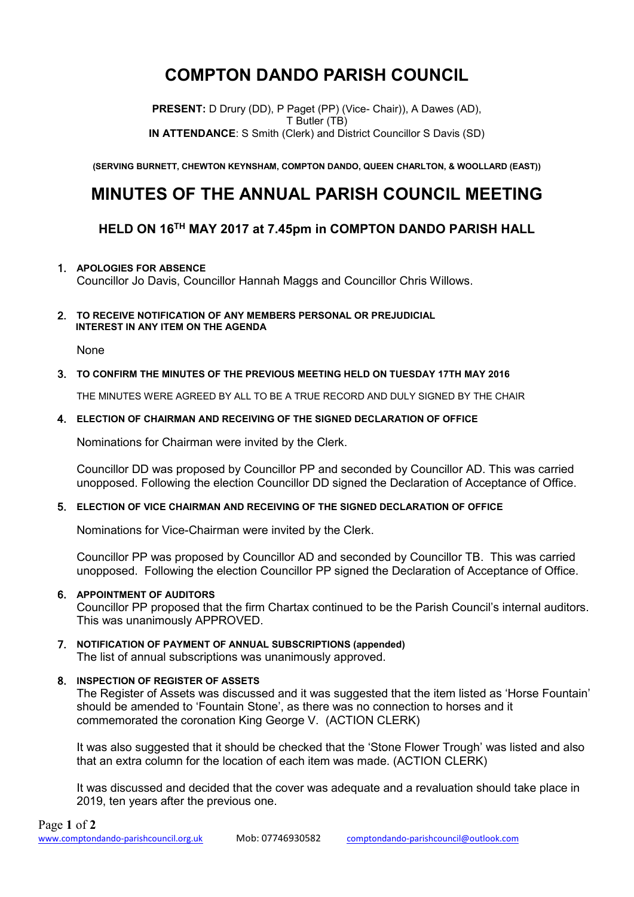# COMPTON DANDO PARISH COUNCIL

**PRESENT:** D Drury (DD), P Paget (PP) (Vice- Chair)), A Dawes (AD), T Butler (TB)
**IN ATTENDANCE**: S Smith (Clerk) and District Councillor S Davis (SD)

**(SERVING BURNETT, CHEWTON KEYNSHAM, COMPTON DANDO, QUEEN CHARLTON, & WOOLLARD (EAST))**

# MINUTES OF THE ANNUAL PARISH COUNCIL MEETING

## HELD ON 16TH MAY 2017 at 7.45pm in COMPTON DANDO PARISH HALL

1. **APOLOGIES FOR ABSENCE**
   Councillor Jo Davis, Councillor Hannah Maggs and Councillor Chris Willows.

2. **TO RECEIVE NOTIFICATION OF ANY MEMBERS PERSONAL OR PREJUDICIAL INTEREST IN ANY ITEM ON THE AGENDA**

   None

3. **TO CONFIRM THE MINUTES OF THE PREVIOUS MEETING HELD ON TUESDAY 17TH MAY 2016**

   THE MINUTES WERE AGREED BY ALL TO BE A TRUE RECORD AND DULY SIGNED BY THE CHAIR

4. **ELECTION OF CHAIRMAN AND RECEIVING OF THE SIGNED DECLARATION OF OFFICE**

   Nominations for Chairman were invited by the Clerk.

   Councillor DD was proposed by Councillor PP and seconded by Councillor AD. This was carried unopposed. Following the election Councillor DD signed the Declaration of Acceptance of Office.

5. **ELECTION OF VICE CHAIRMAN AND RECEIVING OF THE SIGNED DECLARATION OF OFFICE**

   Nominations for Vice-Chairman were invited by the Clerk.

   Councillor PP was proposed by Councillor AD and seconded by Councillor TB. This was carried unopposed. Following the election Councillor PP signed the Declaration of Acceptance of Office.

6. **APPOINTMENT OF AUDITORS**
   Councillor PP proposed that the firm Chartax continued to be the Parish Council's internal auditors. This was unanimously APPROVED.

7. **NOTIFICATION OF PAYMENT OF ANNUAL SUBSCRIPTIONS (appended)**
   The list of annual subscriptions was unanimously approved.

8. **INSPECTION OF REGISTER OF ASSETS**
   The Register of Assets was discussed and it was suggested that the item listed as 'Horse Fountain' should be amended to 'Fountain Stone', as there was no connection to horses and it commemorated the coronation King George V. (ACTION CLERK)

   It was also suggested that it should be checked that the 'Stone Flower Trough' was listed and also that an extra column for the location of each item was made. (ACTION CLERK)

   It was discussed and decided that the cover was adequate and a revaluation should take place in 2019, ten years after the previous one.

www.comptondando-parishcouncil.org.uk Mob: 07746930582 comptondando-parishcouncil@outlook.com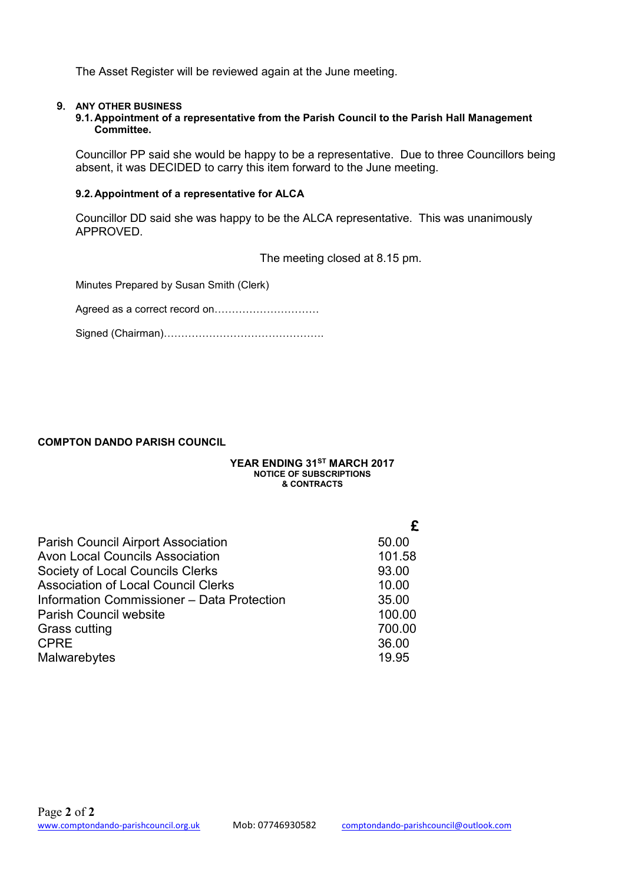The Asset Register will be reviewed again at the June meeting.

## 9. ANY OTHER BUSINESS

### 9.1. Appointment of a representative from the Parish Council to the Parish Hall Management Committee.

Councillor PP said she would be happy to be a representative. Due to three Councillors being absent, it was DECIDED to carry this item forward to the June meeting.

### 9.2. Appointment of a representative for ALCA

Councillor DD said she was happy to be the ALCA representative. This was unanimously APPROVED.

The meeting closed at 8.15 pm.

Minutes Prepared by Susan Smith (Clerk)

Agreed as a correct record on…………………………

Signed (Chairman)……………………………………….

**COMPTON DANDO PARISH COUNCIL**

**YEAR ENDING 31ST MARCH 2017**
**NOTICE OF SUBSCRIPTIONS & CONTRACTS**

| | £ |
|---|---|
| Parish Council Airport Association | 50.00 |
| Avon Local Councils Association | 101.58 |
| Society of Local Councils Clerks | 93.00 |
| Association of Local Council Clerks | 10.00 |
| Information Commissioner – Data Protection | 35.00 |
| Parish Council website | 100.00 |
| Grass cutting | 700.00 |
| CPRE | 36.00 |
| Malwarebytes | 19.95 |

www.comptondando-parishcouncil.org.uk Mob: 07746930582 comptondando-parishcouncil@outlook.com